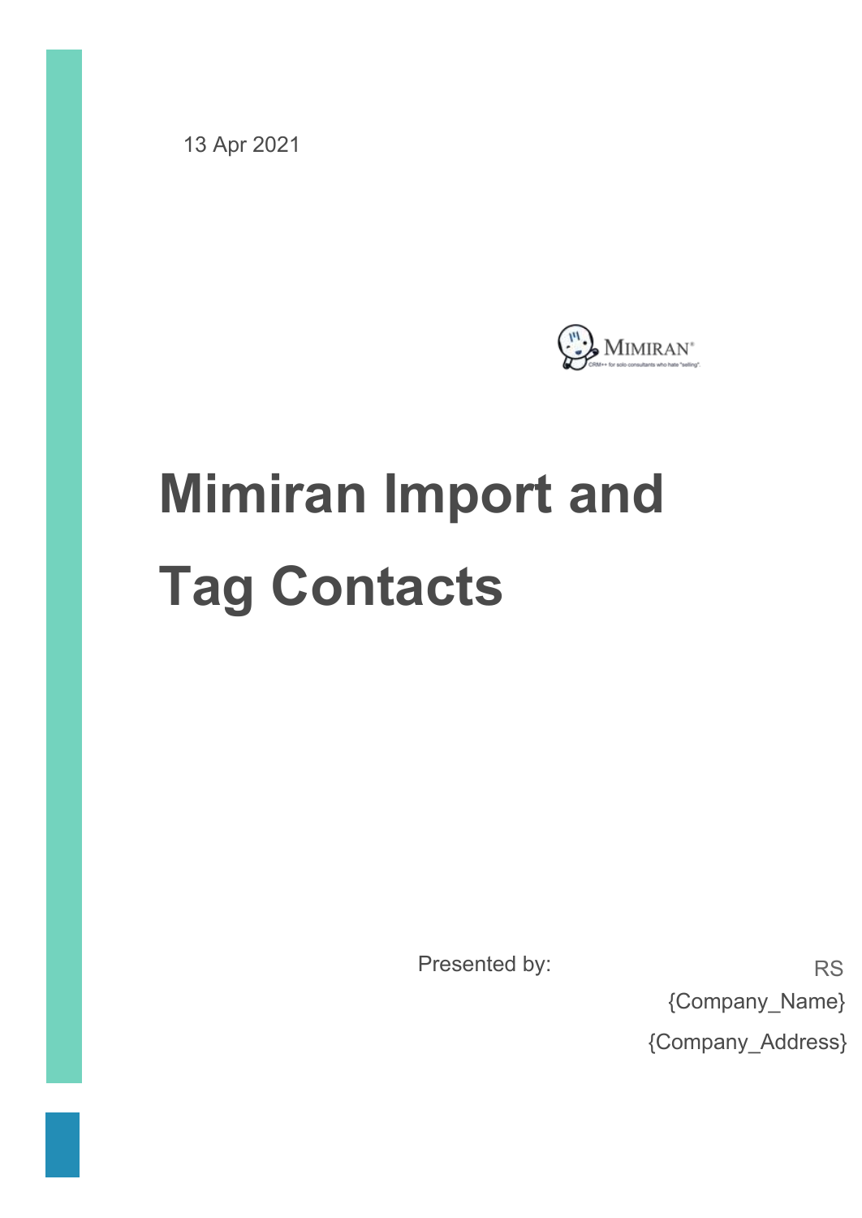13 Apr 2021

# Mimiran Import and Tag Contacts

Presented by:

RS

{Company_Name}

{Company_Address}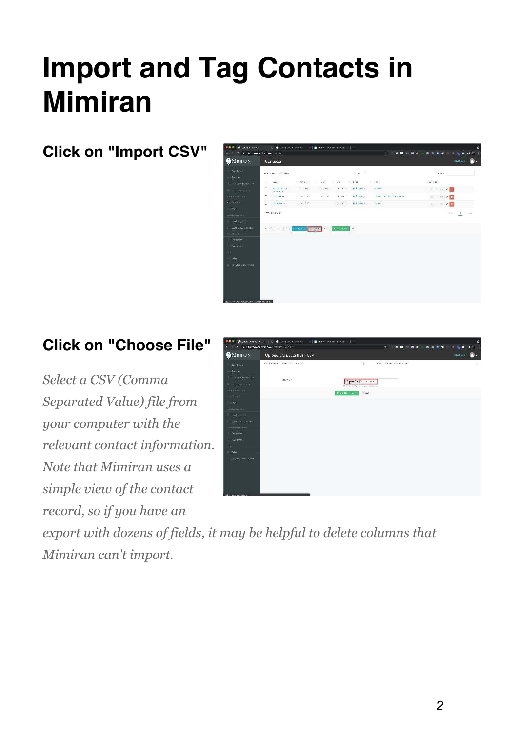# Import and Tag Contacts in Mimiran

## Click on "Import CSV"

## Click on "Choose File"

*Select a CSV (Comma Separated Value) file from your computer with the relevant contact information. Note that Mimiran uses a simple view of the contact record, so if you have an export with dozens of fields, it may be helpful to delete columns that Mimiran can't import.*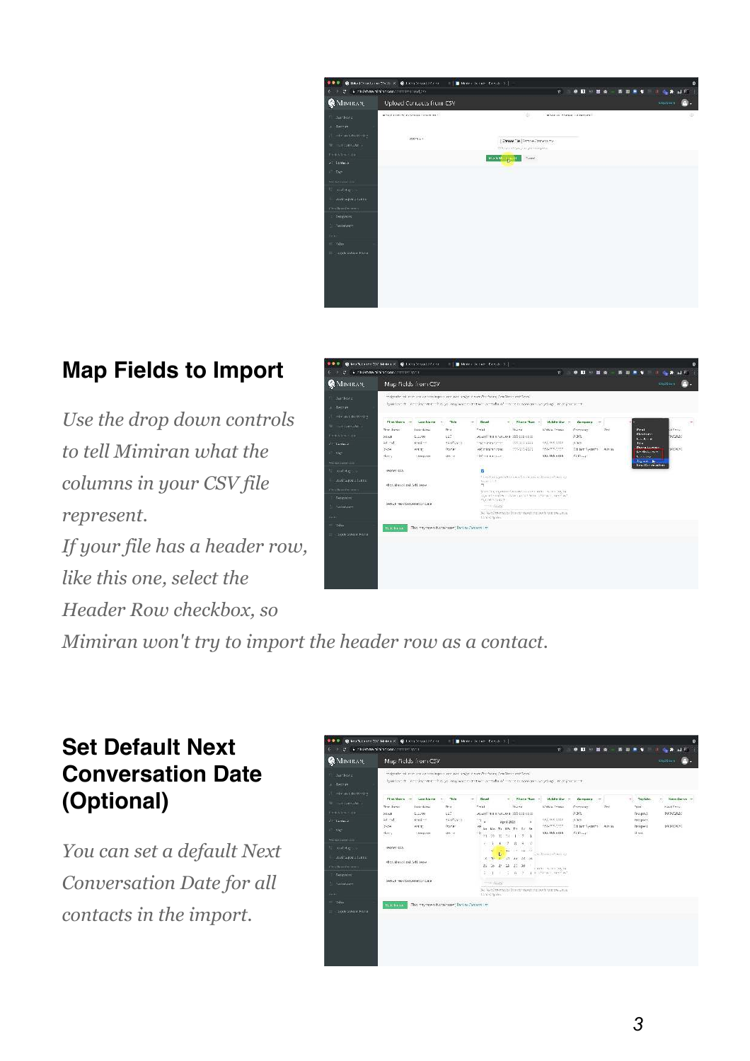## Map Fields to Import

*Use the drop down controls to tell Mimiran what the columns in your CSV file represent.*
*If your file has a header row, like this one, select the Header Row checkbox, so Mimiran won't try to import the header row as a contact.*

## Set Default Next Conversation Date (Optional)

*You can set a default Next Conversation Date for all contacts in the import.*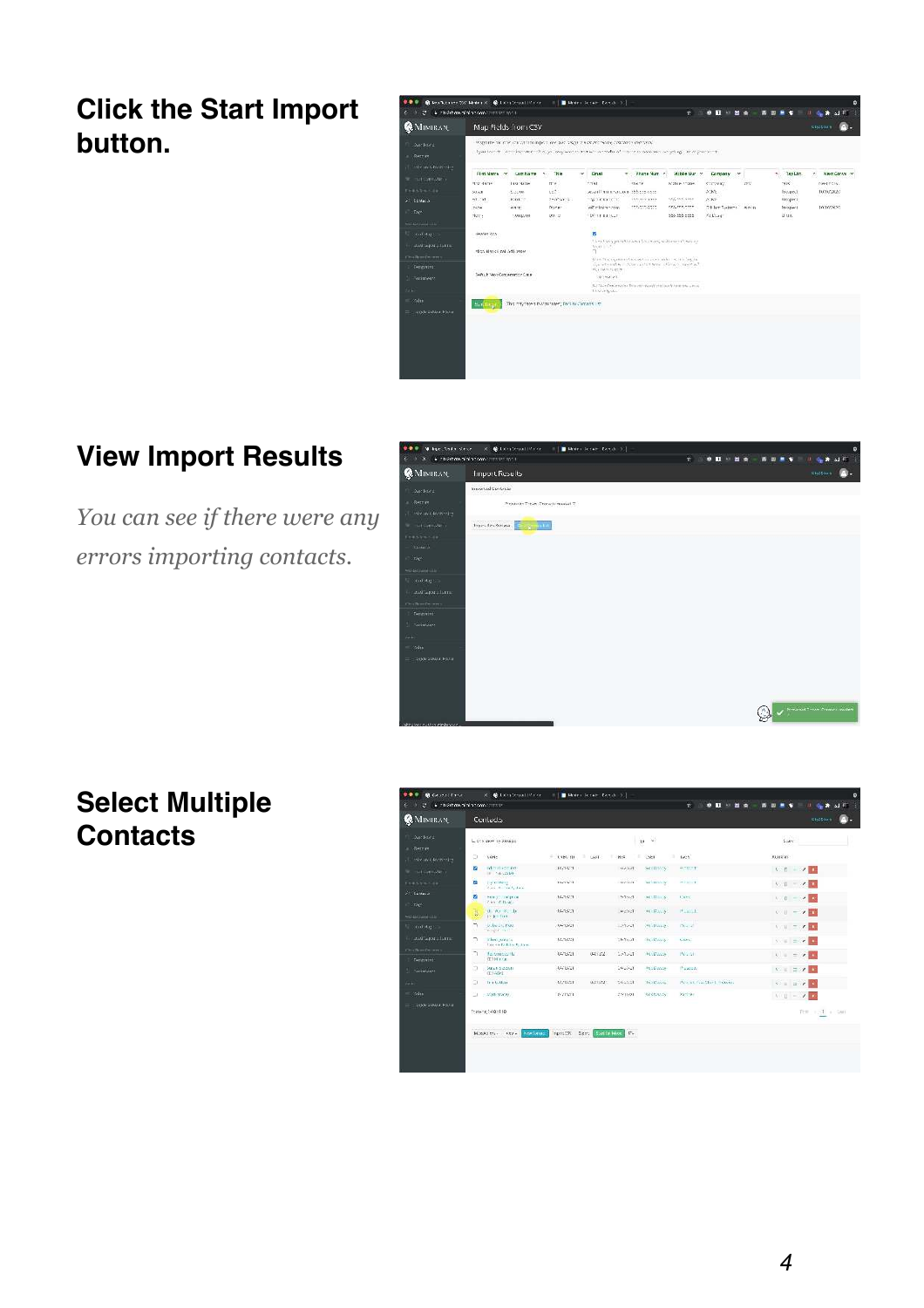## Click the Start Import button.

## View Import Results

*You can see if there were any errors importing contacts.*

## Select Multiple Contacts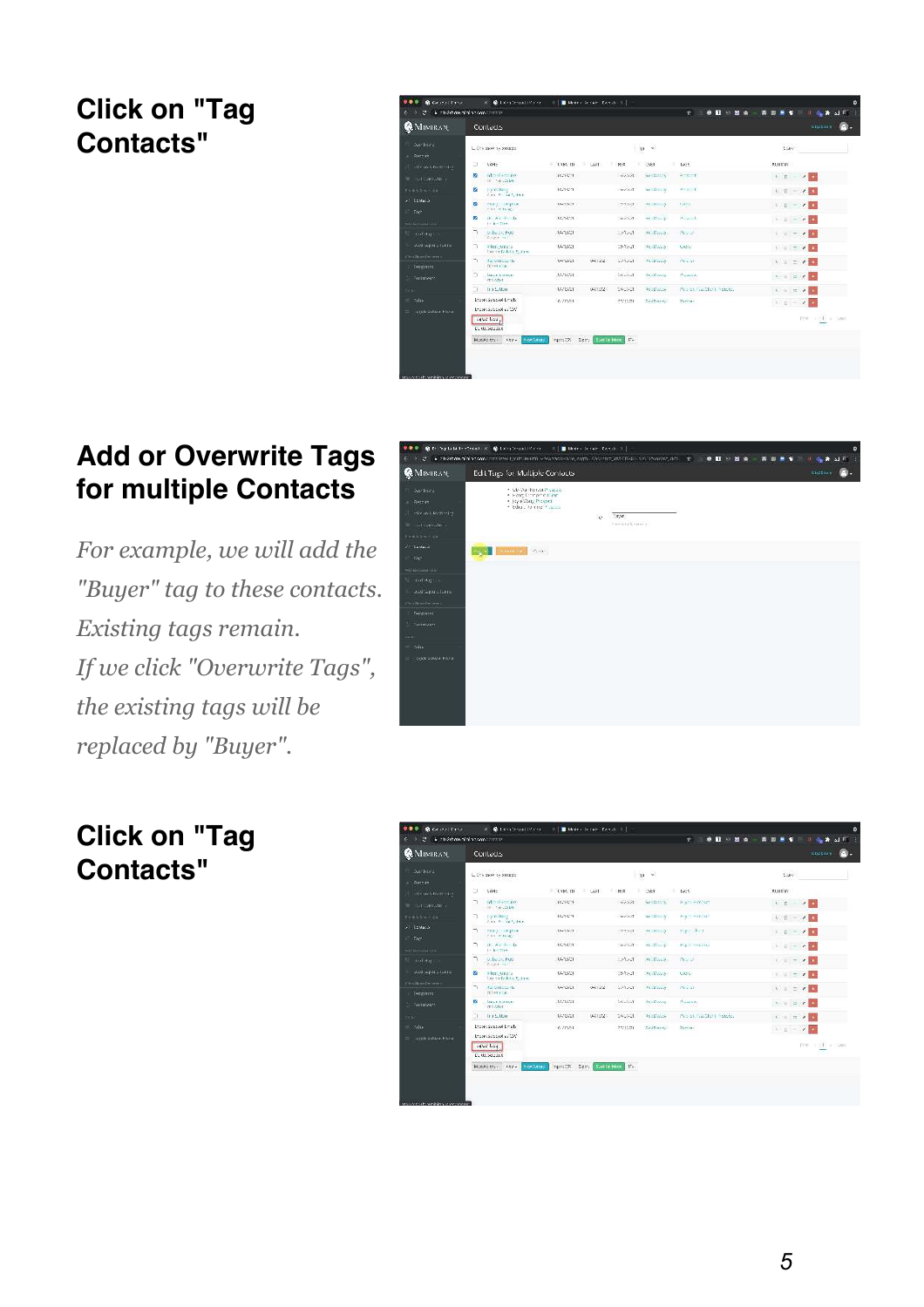## Click on "Tag Contacts"

## Add or Overwrite Tags for multiple Contacts

*For example, we will add the "Buyer" tag to these contacts. Existing tags remain. If we click "Overwrite Tags", the existing tags will be replaced by "Buyer".*

## Click on "Tag Contacts"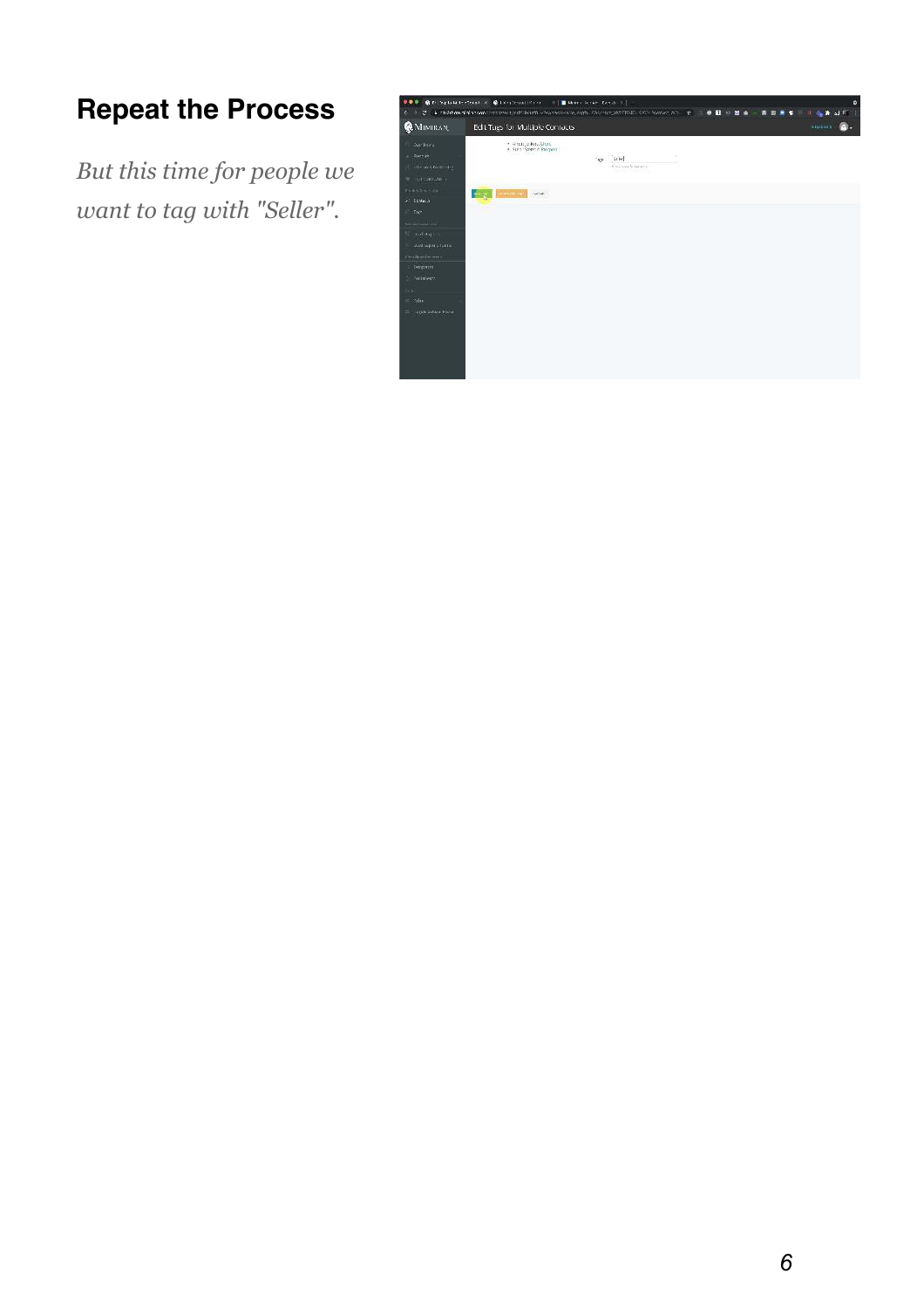## Repeat the Process

*But this time for people we want to tag with "Seller".*